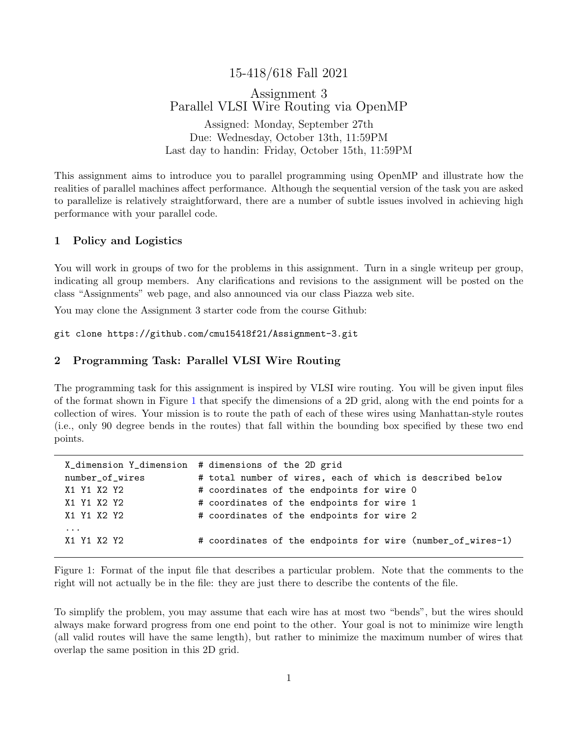# 15-418/618 Fall 2021

## Assignment 3
## Parallel VLSI Wire Routing via OpenMP

Assigned: Monday, September 27th
Due: Wednesday, October 13th, 11:59PM
Last day to handin: Friday, October 15th, 11:59PM

This assignment aims to introduce you to parallel programming using OpenMP and illustrate how the realities of parallel machines affect performance. Although the sequential version of the task you are asked to parallelize is relatively straightforward, there are a number of subtle issues involved in achieving high performance with your parallel code.

## 1 Policy and Logistics

You will work in groups of two for the problems in this assignment. Turn in a single writeup per group, indicating all group members. Any clarifications and revisions to the assignment will be posted on the class "Assignments" web page, and also announced via our class Piazza web site.

You may clone the Assignment 3 starter code from the course Github:

```
git clone https://github.com/cmu15418f21/Assignment-3.git
```

## 2 Programming Task: Parallel VLSI Wire Routing

The programming task for this assignment is inspired by VLSI wire routing. You will be given input files of the format shown in Figure 1 that specify the dimensions of a 2D grid, along with the end points for a collection of wires. Your mission is to route the path of each of these wires using Manhattan-style routes (i.e., only 90 degree bends in the routes) that fall within the bounding box specified by these two end points.

```
X_dimension Y_dimension  # dimensions of the 2D grid
number_of_wires          # total number of wires, each of which is described below
X1 Y1 X2 Y2              # coordinates of the endpoints for wire 0
X1 Y1 X2 Y2              # coordinates of the endpoints for wire 1
X1 Y1 X2 Y2              # coordinates of the endpoints for wire 2
...
X1 Y1 X2 Y2              # coordinates of the endpoints for wire (number_of_wires-1)
```

Figure 1: Format of the input file that describes a particular problem. Note that the comments to the right will not actually be in the file: they are just there to describe the contents of the file.

To simplify the problem, you may assume that each wire has at most two "bends", but the wires should always make forward progress from one end point to the other. Your goal is not to minimize wire length (all valid routes will have the same length), but rather to minimize the maximum number of wires that overlap the same position in this 2D grid.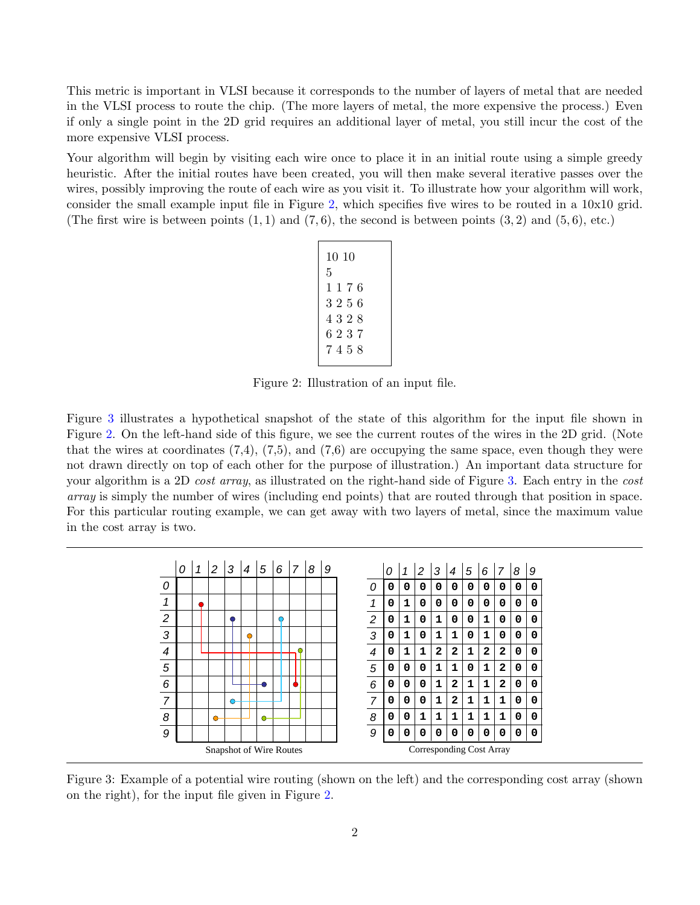This metric is important in VLSI because it corresponds to the number of layers of metal that are needed in the VLSI process to route the chip. (The more layers of metal, the more expensive the process.) Even if only a single point in the 2D grid requires an additional layer of metal, you still incur the cost of the more expensive VLSI process.

Your algorithm will begin by visiting each wire once to place it in an initial route using a simple greedy heuristic. After the initial routes have been created, you will then make several iterative passes over the wires, possibly improving the route of each wire as you visit it. To illustrate how your algorithm will work, consider the small example input file in Figure 2, which specifies five wires to be routed in a 10x10 grid. (The first wire is between points $(1, 1)$ and $(7, 6)$, the second is between points $(3, 2)$ and $(5, 6)$, etc.)

```
10 10
5
1 1 7 6
3 2 5 6
4 3 2 8
6 2 3 7
7 4 5 8
```

Figure 2: Illustration of an input file.

Figure 3 illustrates a hypothetical snapshot of the state of this algorithm for the input file shown in Figure 2. On the left-hand side of this figure, we see the current routes of the wires in the 2D grid. (Note that the wires at coordinates (7,4), (7,5), and (7,6) are occupying the same space, even though they were not drawn directly on top of each other for the purpose of illustration.) An important data structure for your algorithm is a 2D *cost array*, as illustrated on the right-hand side of Figure 3. Each entry in the *cost array* is simply the number of wires (including end points) that are routed through that position in space. For this particular routing example, we can get away with two layers of metal, since the maximum value in the cost array is two.

Snapshot of Wire Routes

Corresponding Cost Array

| | 0 | 1 | 2 | 3 | 4 | 5 | 6 | 7 | 8 | 9 |
|---|---|---|---|---|---|---|---|---|---|---|
| 0 | 0 | 0 | 0 | 0 | 0 | 0 | 0 | 0 | 0 | 0 |
| 1 | 0 | 1 | 0 | 0 | 0 | 0 | 0 | 0 | 0 | 0 |
| 2 | 0 | 1 | 0 | 1 | 0 | 0 | 1 | 0 | 0 | 0 |
| 3 | 0 | 1 | 0 | 1 | 1 | 0 | 1 | 0 | 0 | 0 |
| 4 | 0 | 1 | 1 | 2 | 2 | 1 | 2 | 2 | 0 | 0 |
| 5 | 0 | 0 | 0 | 1 | 1 | 0 | 1 | 2 | 0 | 0 |
| 6 | 0 | 0 | 0 | 1 | 2 | 1 | 1 | 2 | 0 | 0 |
| 7 | 0 | 0 | 0 | 1 | 2 | 1 | 1 | 1 | 0 | 0 |
| 8 | 0 | 0 | 1 | 1 | 1 | 1 | 1 | 1 | 0 | 0 |
| 9 | 0 | 0 | 0 | 0 | 0 | 0 | 0 | 0 | 0 | 0 |

Figure 3: Example of a potential wire routing (shown on the left) and the corresponding cost array (shown on the right), for the input file given in Figure 2.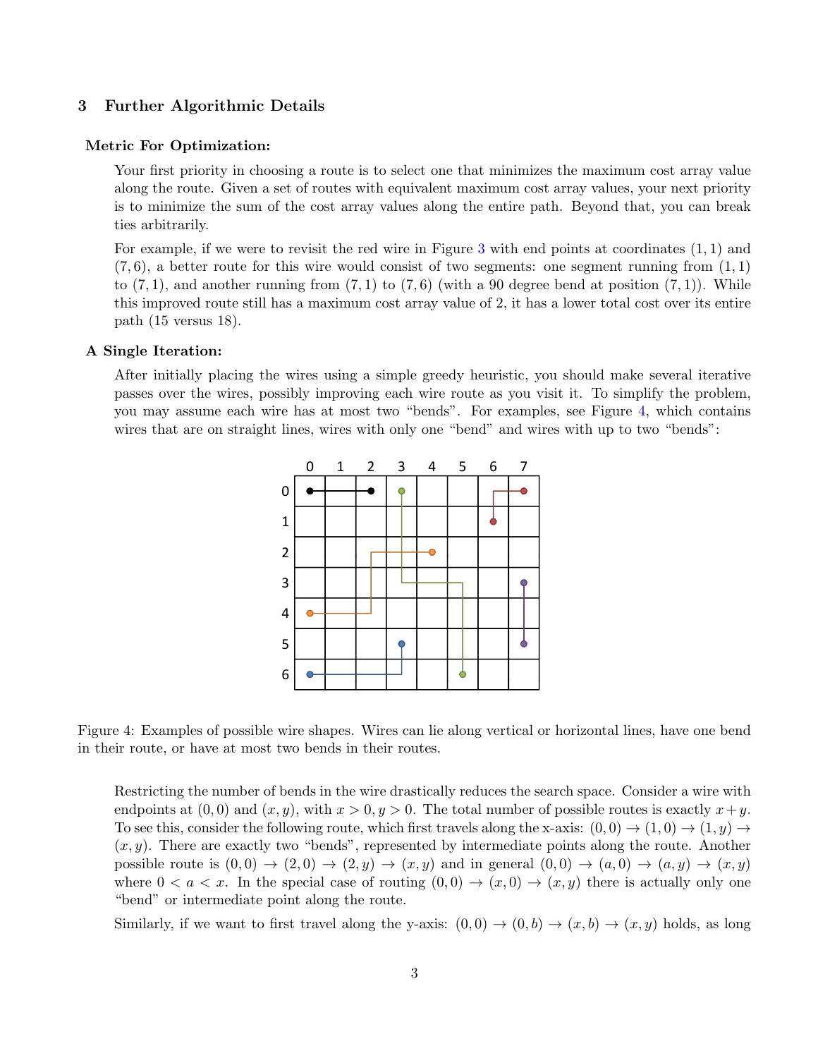## 3 Further Algorithmic Details

**Metric For Optimization:**

Your first priority in choosing a route is to select one that minimizes the maximum cost array value along the route. Given a set of routes with equivalent maximum cost array values, your next priority is to minimize the sum of the cost array values along the entire path. Beyond that, you can break ties arbitrarily.

For example, if we were to revisit the red wire in Figure 3 with end points at coordinates $(1, 1)$ and $(7, 6)$, a better route for this wire would consist of two segments: one segment running from $(1, 1)$ to $(7, 1)$, and another running from $(7, 1)$ to $(7, 6)$ (with a 90 degree bend at position $(7, 1)$). While this improved route still has a maximum cost array value of 2, it has a lower total cost over its entire path (15 versus 18).

**A Single Iteration:**

After initially placing the wires using a simple greedy heuristic, you should make several iterative passes over the wires, possibly improving each wire route as you visit it. To simplify the problem, you may assume each wire has at most two "bends". For examples, see Figure 4, which contains wires that are on straight lines, wires with only one "bend" and wires with up to two "bends":

Figure 4: Examples of possible wire shapes. Wires can lie along vertical or horizontal lines, have one bend in their route, or have at most two bends in their routes.

Restricting the number of bends in the wire drastically reduces the search space. Consider a wire with endpoints at $(0, 0)$ and $(x, y)$, with $x > 0, y > 0$. The total number of possible routes is exactly $x+y$. To see this, consider the following route, which first travels along the x-axis: $(0, 0) \rightarrow (1, 0) \rightarrow (1, y) \rightarrow (x, y)$. There are exactly two "bends", represented by intermediate points along the route. Another possible route is $(0, 0) \rightarrow (2, 0) \rightarrow (2, y) \rightarrow (x, y)$ and in general $(0, 0) \rightarrow (a, 0) \rightarrow (a, y) \rightarrow (x, y)$ where $0 < a < x$. In the special case of routing $(0, 0) \rightarrow (x, 0) \rightarrow (x, y)$ there is actually only one "bend" or intermediate point along the route.

Similarly, if we want to first travel along the y-axis: $(0, 0) \rightarrow (0, b) \rightarrow (x, b) \rightarrow (x, y)$ holds, as long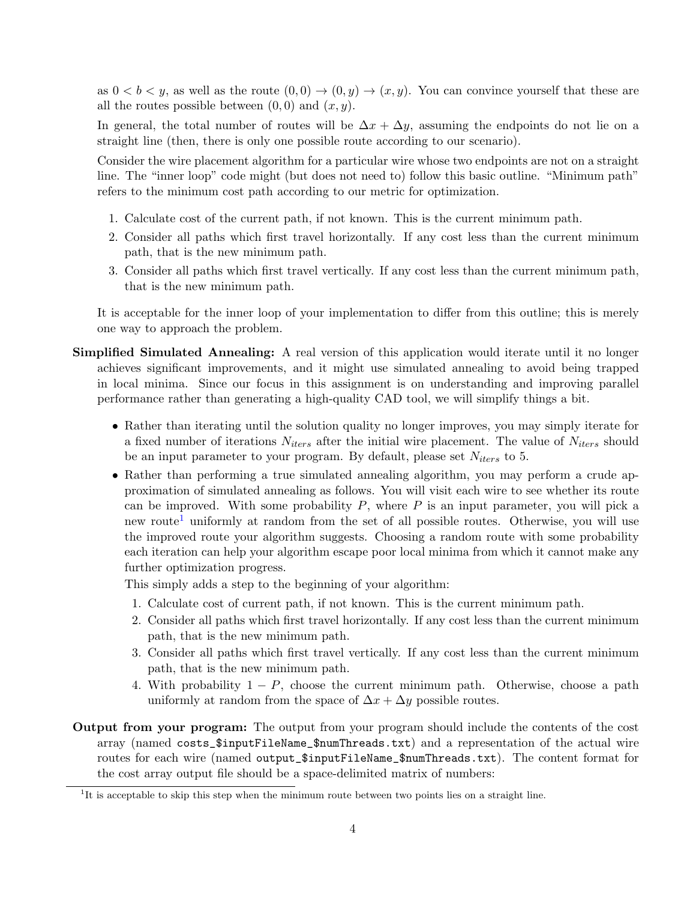as $0 < b < y$, as well as the route $(0,0) \rightarrow (0,y) \rightarrow (x,y)$. You can convince yourself that these are all the routes possible between $(0,0)$ and $(x,y)$.

In general, the total number of routes will be $\Delta x + \Delta y$, assuming the endpoints do not lie on a straight line (then, there is only one possible route according to our scenario).

Consider the wire placement algorithm for a particular wire whose two endpoints are not on a straight line. The "inner loop" code might (but does not need to) follow this basic outline. "Minimum path" refers to the minimum cost path according to our metric for optimization.

1. Calculate cost of the current path, if not known. This is the current minimum path.
2. Consider all paths which first travel horizontally. If any cost less than the current minimum path, that is the new minimum path.
3. Consider all paths which first travel vertically. If any cost less than the current minimum path, that is the new minimum path.

It is acceptable for the inner loop of your implementation to differ from this outline; this is merely one way to approach the problem.

**Simplified Simulated Annealing:** A real version of this application would iterate until it no longer achieves significant improvements, and it might use simulated annealing to avoid being trapped in local minima. Since our focus in this assignment is on understanding and improving parallel performance rather than generating a high-quality CAD tool, we will simplify things a bit.

- Rather than iterating until the solution quality no longer improves, you may simply iterate for a fixed number of iterations $N_{iters}$ after the initial wire placement. The value of $N_{iters}$ should be an input parameter to your program. By default, please set $N_{iters}$ to 5.
- Rather than performing a true simulated annealing algorithm, you may perform a crude approximation of simulated annealing as follows. You will visit each wire to see whether its route can be improved. With some probability $P$, where $P$ is an input parameter, you will pick a new route[1] uniformly at random from the set of all possible routes. Otherwise, you will use the improved route your algorithm suggests. Choosing a random route with some probability each iteration can help your algorithm escape poor local minima from which it cannot make any further optimization progress.

  This simply adds a step to the beginning of your algorithm:

  1. Calculate cost of current path, if not known. This is the current minimum path.
  2. Consider all paths which first travel horizontally. If any cost less than the current minimum path, that is the new minimum path.
  3. Consider all paths which first travel vertically. If any cost less than the current minimum path, that is the new minimum path.
  4. With probability $1 - P$, choose the current minimum path. Otherwise, choose a path uniformly at random from the space of $\Delta x + \Delta y$ possible routes.

**Output from your program:** The output from your program should include the contents of the cost array (named `costs_$inputFileName_$numThreads.txt`) and a representation of the actual wire routes for each wire (named `output_$inputFileName_$numThreads.txt`). The content format for the cost array output file should be a space-delimited matrix of numbers:

[1] It is acceptable to skip this step when the minimum route between two points lies on a straight line.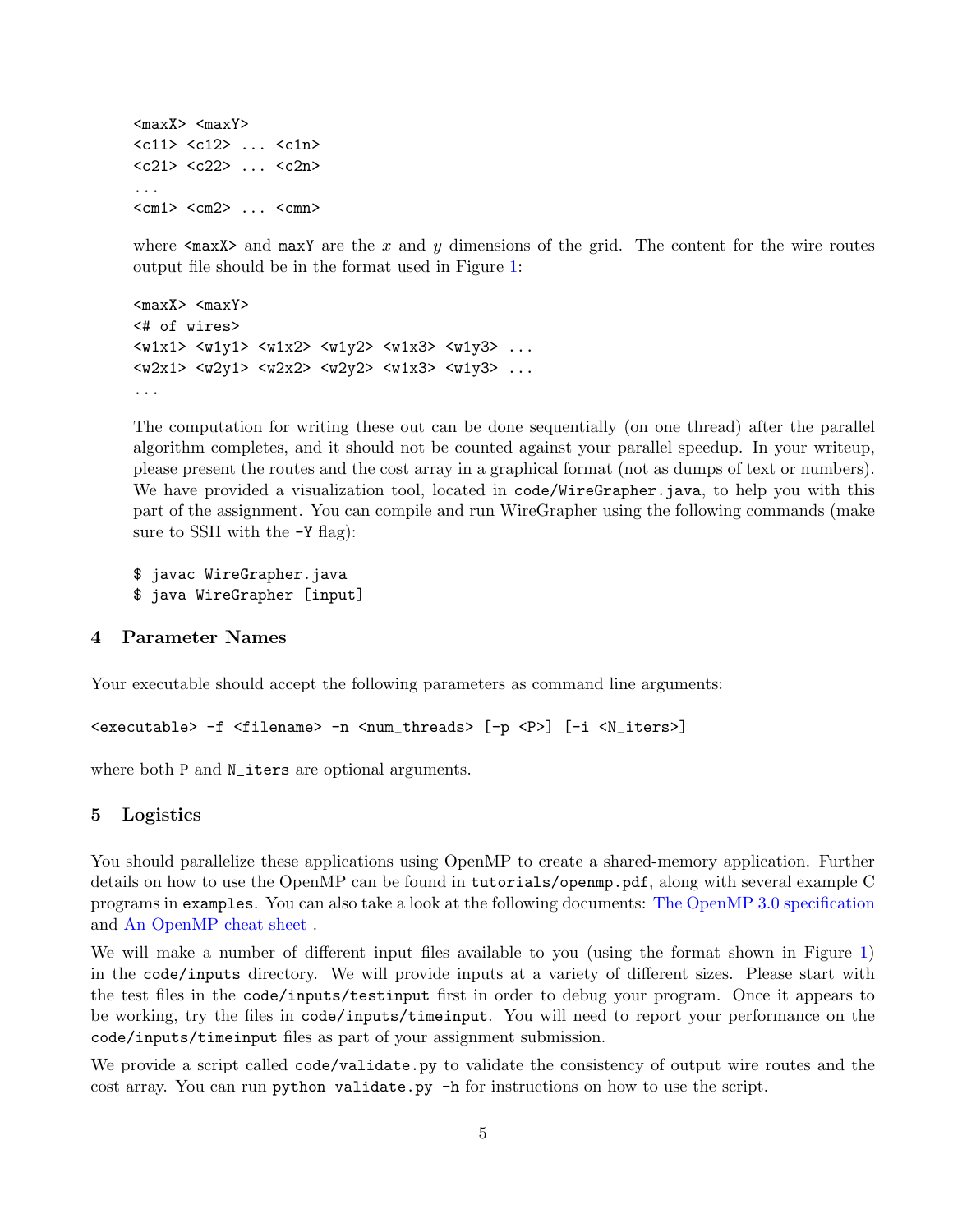```
<maxX> <maxY>
<c11> <c12> ... <c1n>
<c21> <c22> ... <c2n>
...
<cm1> <cm2> ... <cmn>
```

where `<maxX>` and `maxY` are the $x$ and $y$ dimensions of the grid. The content for the wire routes output file should be in the format used in Figure 1:

```
<maxX> <maxY>
<# of wires>
<w1x1> <w1y1> <w1x2> <w1y2> <w1x3> <w1y3> ...
<w2x1> <w2y1> <w2x2> <w2y2> <w1x3> <w1y3> ...
...
```

The computation for writing these out can be done sequentially (on one thread) after the parallel algorithm completes, and it should not be counted against your parallel speedup. In your writeup, please present the routes and the cost array in a graphical format (not as dumps of text or numbers). We have provided a visualization tool, located in `code/WireGrapher.java`, to help you with this part of the assignment. You can compile and run WireGrapher using the following commands (make sure to SSH with the `-Y` flag):

```
$ javac WireGrapher.java
$ java WireGrapher [input]
```

## 4 Parameter Names

Your executable should accept the following parameters as command line arguments:

```
<executable> -f <filename> -n <num_threads> [-p <P>] [-i <N_iters>]
```

where both `P` and `N_iters` are optional arguments.

## 5 Logistics

You should parallelize these applications using OpenMP to create a shared-memory application. Further details on how to use the OpenMP can be found in `tutorials/openmp.pdf`, along with several example C programs in `examples`. You can also take a look at the following documents: The OpenMP 3.0 specification and An OpenMP cheat sheet .

We will make a number of different input files available to you (using the format shown in Figure 1) in the `code/inputs` directory. We will provide inputs at a variety of different sizes. Please start with the test files in the `code/inputs/testinput` first in order to debug your program. Once it appears to be working, try the files in `code/inputs/timeinput`. You will need to report your performance on the `code/inputs/timeinput` files as part of your assignment submission.

We provide a script called `code/validate.py` to validate the consistency of output wire routes and the cost array. You can run `python validate.py -h` for instructions on how to use the script.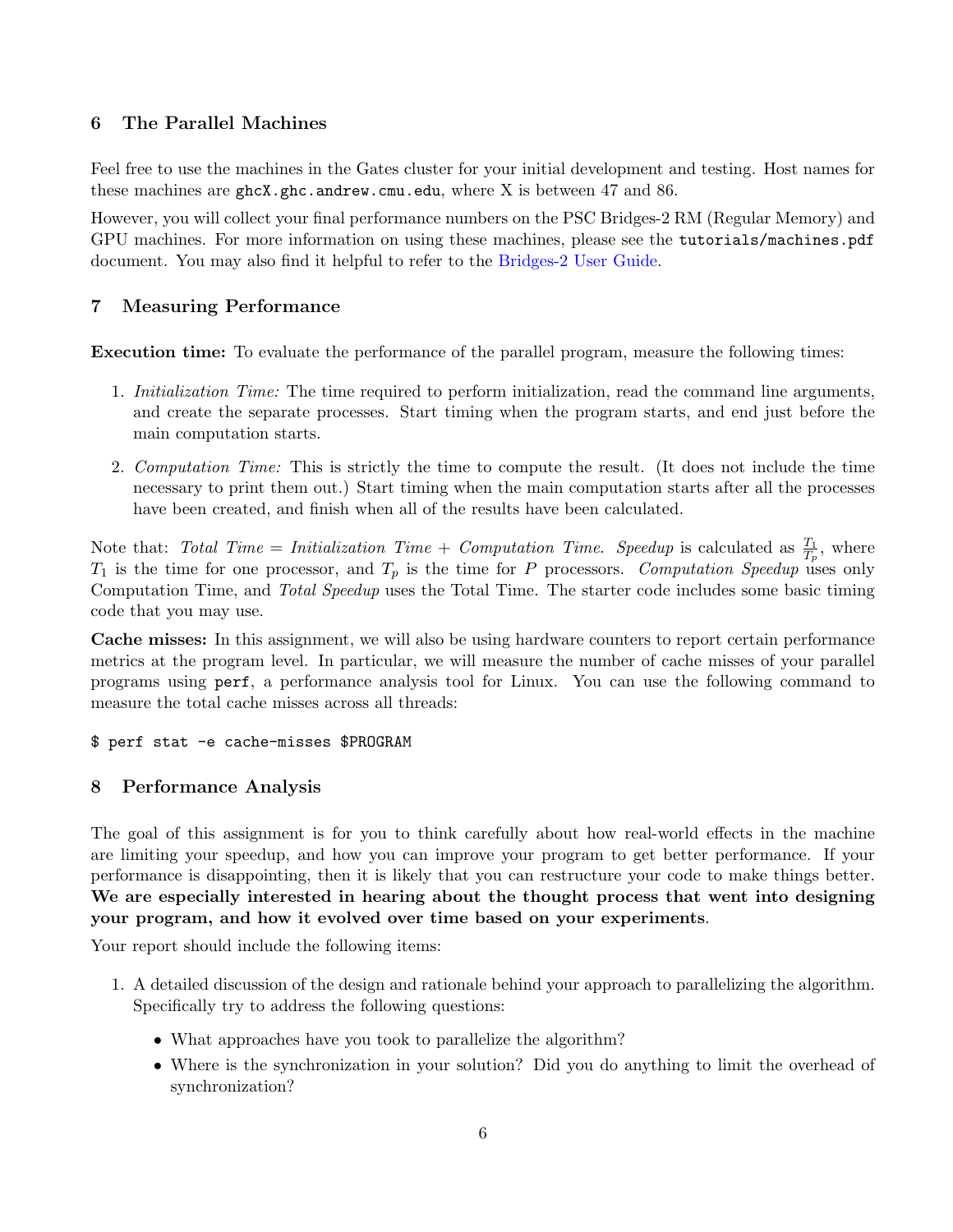## 6 The Parallel Machines

Feel free to use the machines in the Gates cluster for your initial development and testing. Host names for these machines are `ghcX.ghc.andrew.cmu.edu`, where X is between 47 and 86.

However, you will collect your final performance numbers on the PSC Bridges-2 RM (Regular Memory) and GPU machines. For more information on using these machines, please see the `tutorials/machines.pdf` document. You may also find it helpful to refer to the Bridges-2 User Guide.

## 7 Measuring Performance

**Execution time:** To evaluate the performance of the parallel program, measure the following times:

1. *Initialization Time:* The time required to perform initialization, read the command line arguments, and create the separate processes. Start timing when the program starts, and end just before the main computation starts.
2. *Computation Time:* This is strictly the time to compute the result. (It does not include the time necessary to print them out.) Start timing when the main computation starts after all the processes have been created, and finish when all of the results have been calculated.

Note that: *Total Time* = *Initialization Time* + *Computation Time*. *Speedup* is calculated as $\frac{T_1}{T_p}$, where $T_1$ is the time for one processor, and $T_p$ is the time for $P$ processors. *Computation Speedup* uses only Computation Time, and *Total Speedup* uses the Total Time. The starter code includes some basic timing code that you may use.

**Cache misses:** In this assignment, we will also be using hardware counters to report certain performance metrics at the program level. In particular, we will measure the number of cache misses of your parallel programs using `perf`, a performance analysis tool for Linux. You can use the following command to measure the total cache misses across all threads:

```
$ perf stat -e cache-misses $PROGRAM
```

## 8 Performance Analysis

The goal of this assignment is for you to think carefully about how real-world effects in the machine are limiting your speedup, and how you can improve your program to get better performance. If your performance is disappointing, then it is likely that you can restructure your code to make things better. **We are especially interested in hearing about the thought process that went into designing your program, and how it evolved over time based on your experiments**.

Your report should include the following items:

1. A detailed discussion of the design and rationale behind your approach to parallelizing the algorithm. Specifically try to address the following questions:
   - What approaches have you took to parallelize the algorithm?
   - Where is the synchronization in your solution? Did you do anything to limit the overhead of synchronization?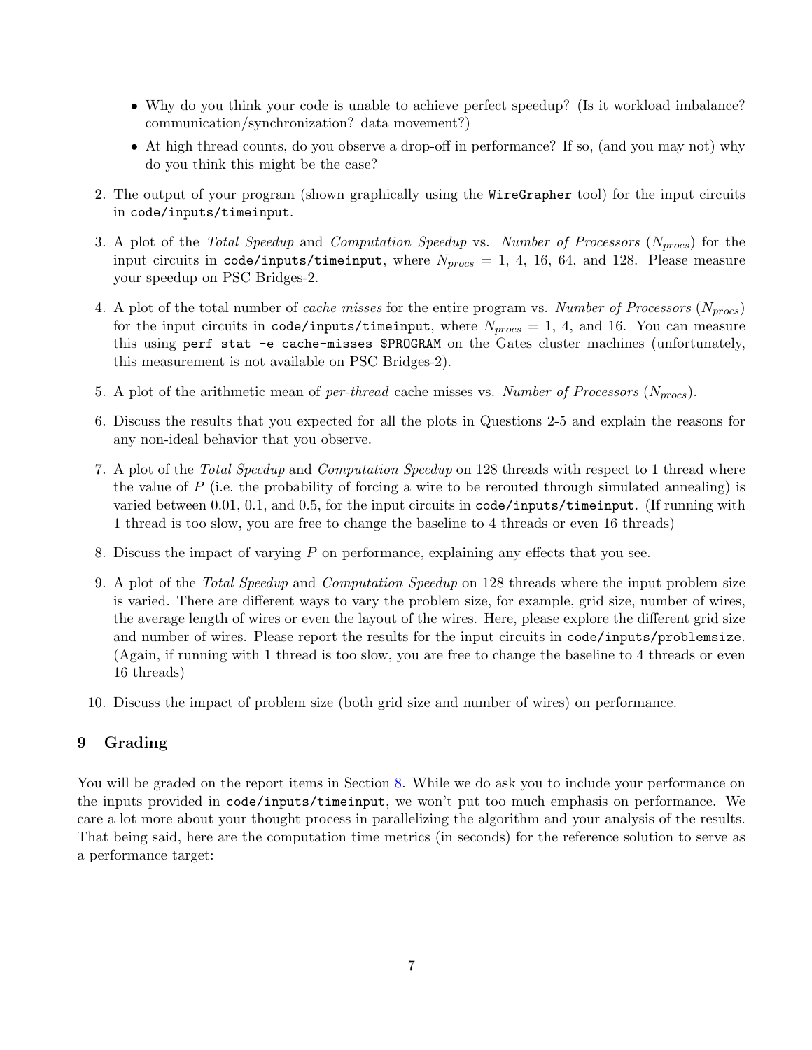- Why do you think your code is unable to achieve perfect speedup? (Is it workload imbalance? communication/synchronization? data movement?)
- At high thread counts, do you observe a drop-off in performance? If so, (and you may not) why do you think this might be the case?

2. The output of your program (shown graphically using the `WireGrapher` tool) for the input circuits in `code/inputs/timeinput`.
3. A plot of the *Total Speedup* and *Computation Speedup* vs. *Number of Processors* ($N_{procs}$) for the input circuits in `code/inputs/timeinput`, where $N_{procs}$ = 1, 4, 16, 64, and 128. Please measure your speedup on PSC Bridges-2.
4. A plot of the total number of *cache misses* for the entire program vs. *Number of Processors* ($N_{procs}$) for the input circuits in `code/inputs/timeinput`, where $N_{procs}$ = 1, 4, and 16. You can measure this using `perf stat -e cache-misses $PROGRAM` on the Gates cluster machines (unfortunately, this measurement is not available on PSC Bridges-2).
5. A plot of the arithmetic mean of *per-thread* cache misses vs. *Number of Processors* ($N_{procs}$).
6. Discuss the results that you expected for all the plots in Questions 2-5 and explain the reasons for any non-ideal behavior that you observe.
7. A plot of the *Total Speedup* and *Computation Speedup* on 128 threads with respect to 1 thread where the value of $P$ (i.e. the probability of forcing a wire to be rerouted through simulated annealing) is varied between 0.01, 0.1, and 0.5, for the input circuits in `code/inputs/timeinput`. (If running with 1 thread is too slow, you are free to change the baseline to 4 threads or even 16 threads)
8. Discuss the impact of varying $P$ on performance, explaining any effects that you see.
9. A plot of the *Total Speedup* and *Computation Speedup* on 128 threads where the input problem size is varied. There are different ways to vary the problem size, for example, grid size, number of wires, the average length of wires or even the layout of the wires. Here, please explore the different grid size and number of wires. Please report the results for the input circuits in `code/inputs/problemsize`. (Again, if running with 1 thread is too slow, you are free to change the baseline to 4 threads or even 16 threads)
10. Discuss the impact of problem size (both grid size and number of wires) on performance.

## 9 Grading

You will be graded on the report items in Section 8. While we do ask you to include your performance on the inputs provided in `code/inputs/timeinput`, we won't put too much emphasis on performance. We care a lot more about your thought process in parallelizing the algorithm and your analysis of the results. That being said, here are the computation time metrics (in seconds) for the reference solution to serve as a performance target: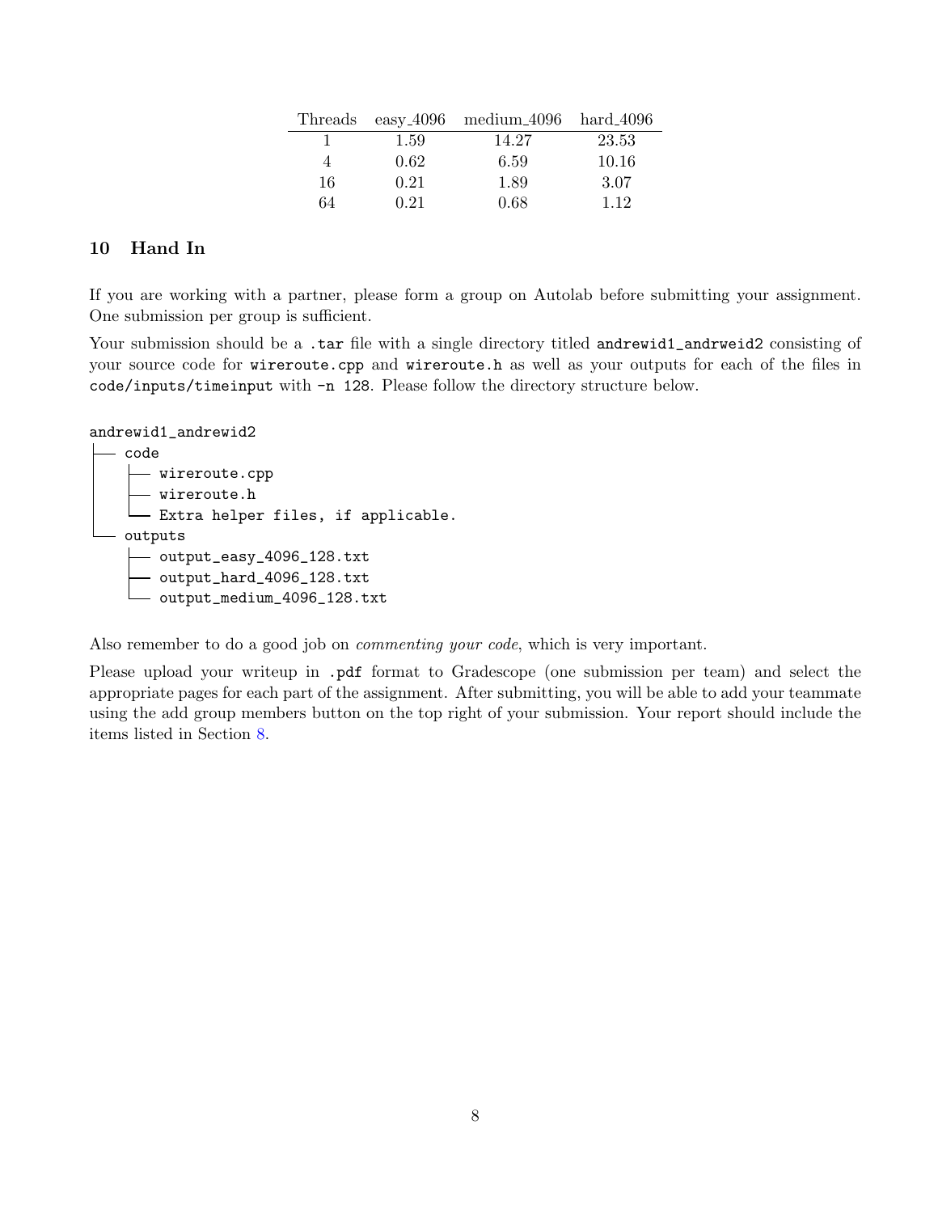| Threads | easy_4096 | medium_4096 | hard_4096 |
|---|---|---|---|
| 1 | 1.59 | 14.27 | 23.53 |
| 4 | 0.62 | 6.59 | 10.16 |
| 16 | 0.21 | 1.89 | 3.07 |
| 64 | 0.21 | 0.68 | 1.12 |

## 10 Hand In

If you are working with a partner, please form a group on Autolab before submitting your assignment. One submission per group is sufficient.

Your submission should be a `.tar` file with a single directory titled `andrewid1_andrweid2` consisting of your source code for `wireroute.cpp` and `wireroute.h` as well as your outputs for each of the files in `code/inputs/timeinput` with `-n 128`. Please follow the directory structure below.

```
andrewid1_andrewid2
├── code
│   ├── wireroute.cpp
│   ├── wireroute.h
│   └── Extra helper files, if applicable.
└── outputs
    ├── output_easy_4096_128.txt
    ├── output_hard_4096_128.txt
    └── output_medium_4096_128.txt
```

Also remember to do a good job on *commenting your code*, which is very important.

Please upload your writeup in `.pdf` format to Gradescope (one submission per team) and select the appropriate pages for each part of the assignment. After submitting, you will be able to add your teammate using the add group members button on the top right of your submission. Your report should include the items listed in Section 8.